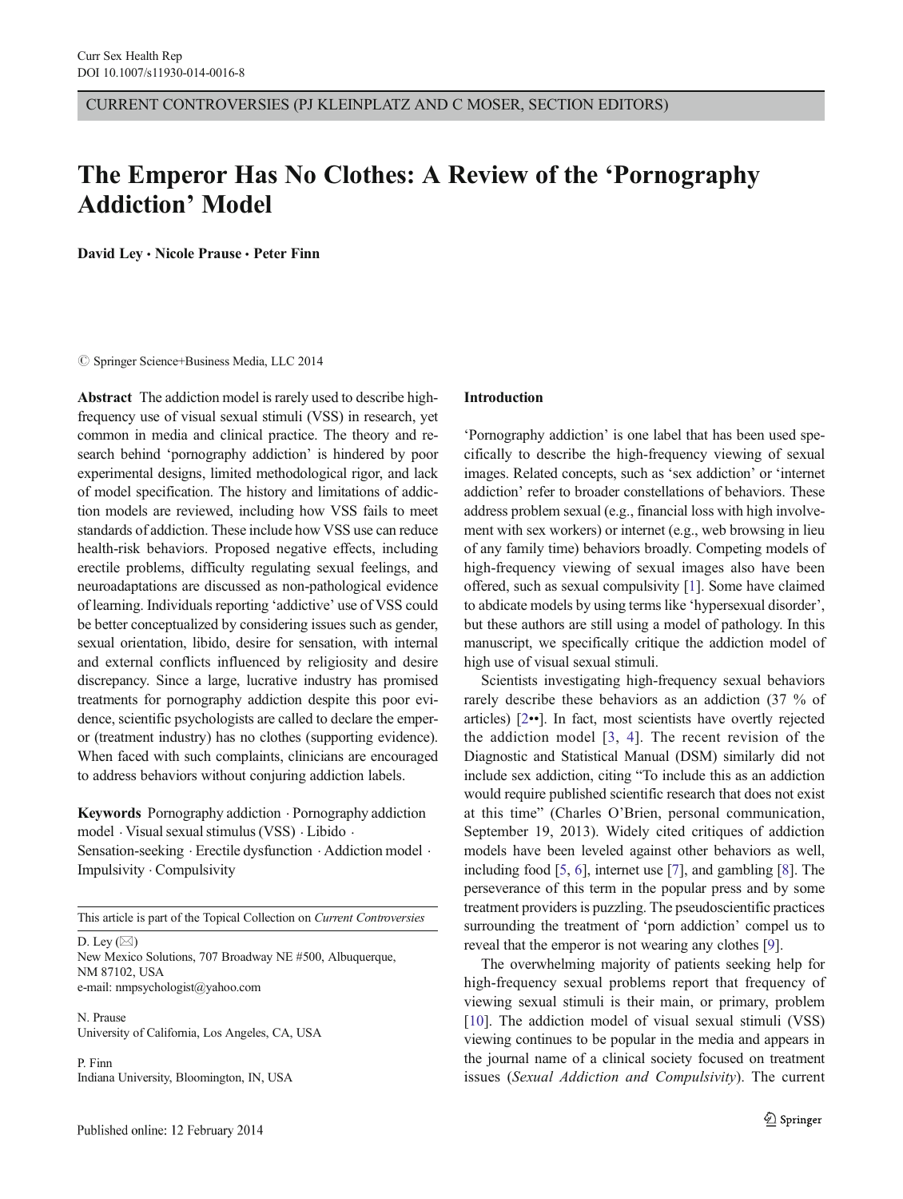CURRENT CONTROVERSIES (PJ KLEINPLATZ AND C MOSER, SECTION EDITORS)

# The Emperor Has No Clothes: A Review of the 'Pornography Addiction' Model

**David Ley · Nicole Prause · Peter Finn**

© Springer Science+Business Media, LLC 2014

**Abstract** The addiction model is rarely used to describe high-frequency use of visual sexual stimuli (VSS) in research, yet common in media and clinical practice. The theory and research behind 'pornography addiction' is hindered by poor experimental designs, limited methodological rigor, and lack of model specification. The history and limitations of addiction models are reviewed, including how VSS fails to meet standards of addiction. These include how VSS use can reduce health-risk behaviors. Proposed negative effects, including erectile problems, difficulty regulating sexual feelings, and neuroadaptations are discussed as non-pathological evidence of learning. Individuals reporting 'addictive' use of VSS could be better conceptualized by considering issues such as gender, sexual orientation, libido, desire for sensation, with internal and external conflicts influenced by religiosity and desire discrepancy. Since a large, lucrative industry has promised treatments for pornography addiction despite this poor evidence, scientific psychologists are called to declare the emperor (treatment industry) has no clothes (supporting evidence). When faced with such complaints, clinicians are encouraged to address behaviors without conjuring addiction labels.

**Keywords** Pornography addiction · Pornography addiction model · Visual sexual stimulus (VSS) · Libido · Sensation-seeking · Erectile dysfunction · Addiction model · Impulsivity · Compulsivity

This article is part of the Topical Collection on *Current Controversies*

D. Ley (✉)
New Mexico Solutions, 707 Broadway NE #500, Albuquerque, NM 87102, USA
e-mail: nmpsychologist@yahoo.com

N. Prause
University of California, Los Angeles, CA, USA

P. Finn
Indiana University, Bloomington, IN, USA

Published online: 12 February 2014

## Introduction

'Pornography addiction' is one label that has been used specifically to describe the high-frequency viewing of sexual images. Related concepts, such as 'sex addiction' or 'internet addiction' refer to broader constellations of behaviors. These address problem sexual (e.g., financial loss with high involvement with sex workers) or internet (e.g., web browsing in lieu of any family time) behaviors broadly. Competing models of high-frequency viewing of sexual images also have been offered, such as sexual compulsivity [1]. Some have claimed to abdicate models by using terms like 'hypersexual disorder', but these authors are still using a model of pathology. In this manuscript, we specifically critique the addiction model of high use of visual sexual stimuli.

Scientists investigating high-frequency sexual behaviors rarely describe these behaviors as an addiction (37 % of articles) [2••]. In fact, most scientists have overtly rejected the addiction model [3, 4]. The recent revision of the Diagnostic and Statistical Manual (DSM) similarly did not include sex addiction, citing "To include this as an addiction would require published scientific research that does not exist at this time" (Charles O'Brien, personal communication, September 19, 2013). Widely cited critiques of addiction models have been leveled against other behaviors as well, including food [5, 6], internet use [7], and gambling [8]. The perseverance of this term in the popular press and by some treatment providers is puzzling. The pseudoscientific practices surrounding the treatment of 'porn addiction' compel us to reveal that the emperor is not wearing any clothes [9].

The overwhelming majority of patients seeking help for high-frequency sexual problems report that frequency of viewing sexual stimuli is their main, or primary, problem [10]. The addiction model of visual sexual stimuli (VSS) viewing continues to be popular in the media and appears in the journal name of a clinical society focused on treatment issues (*Sexual Addiction and Compulsivity*). The current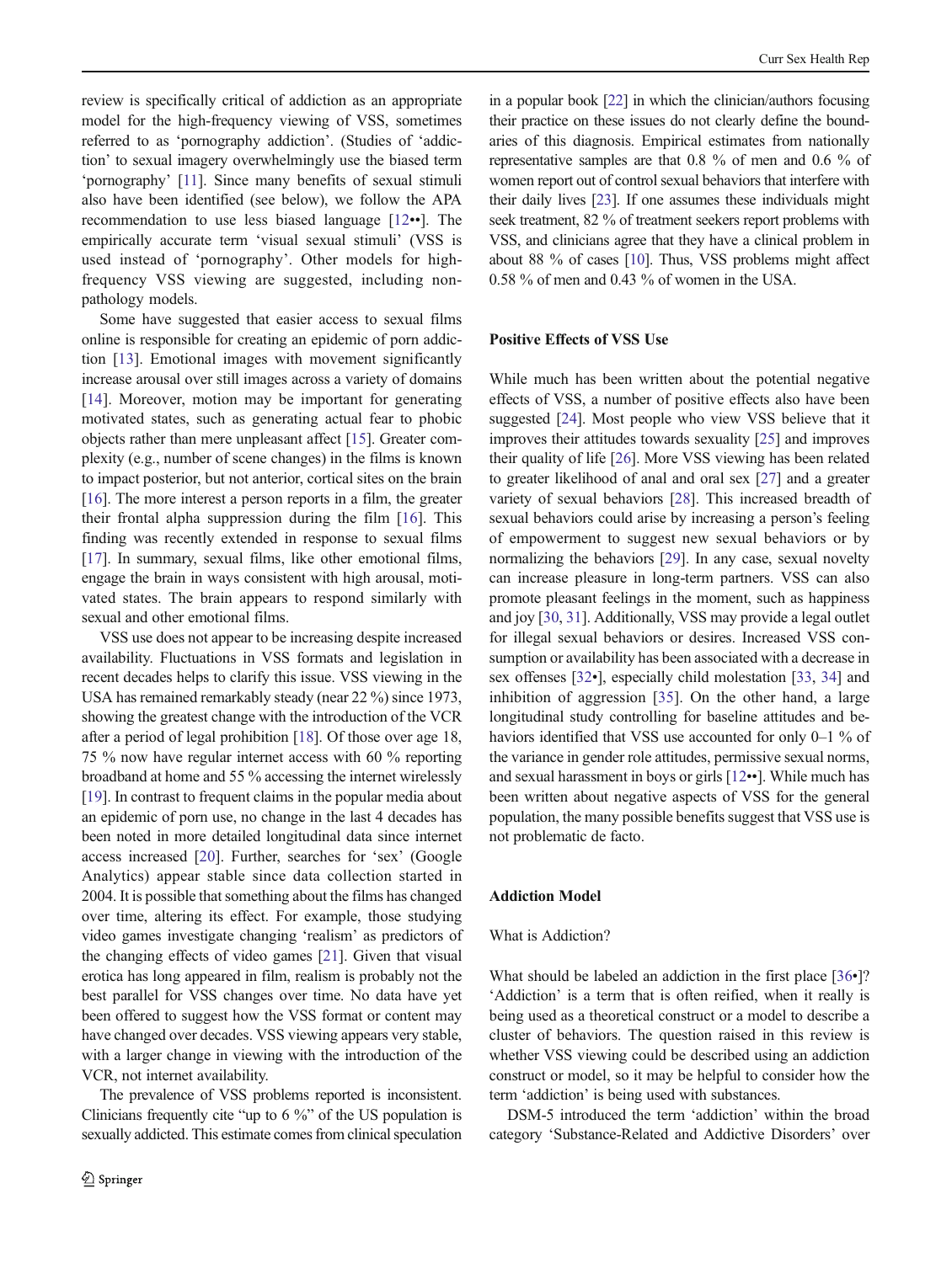review is specifically critical of addiction as an appropriate model for the high-frequency viewing of VSS, sometimes referred to as 'pornography addiction'. (Studies of 'addiction' to sexual imagery overwhelmingly use the biased term 'pornography' [11]. Since many benefits of sexual stimuli also have been identified (see below), we follow the APA recommendation to use less biased language [12••]. The empirically accurate term 'visual sexual stimuli' (VSS is used instead of 'pornography'. Other models for high-frequency VSS viewing are suggested, including non-pathology models.

Some have suggested that easier access to sexual films online is responsible for creating an epidemic of porn addiction [13]. Emotional images with movement significantly increase arousal over still images across a variety of domains [14]. Moreover, motion may be important for generating motivated states, such as generating actual fear to phobic objects rather than mere unpleasant affect [15]. Greater complexity (e.g., number of scene changes) in the films is known to impact posterior, but not anterior, cortical sites on the brain [16]. The more interest a person reports in a film, the greater their frontal alpha suppression during the film [16]. This finding was recently extended in response to sexual films [17]. In summary, sexual films, like other emotional films, engage the brain in ways consistent with high arousal, motivated states. The brain appears to respond similarly with sexual and other emotional films.

VSS use does not appear to be increasing despite increased availability. Fluctuations in VSS formats and legislation in recent decades helps to clarify this issue. VSS viewing in the USA has remained remarkably steady (near 22 %) since 1973, showing the greatest change with the introduction of the VCR after a period of legal prohibition [18]. Of those over age 18, 75 % now have regular internet access with 60 % reporting broadband at home and 55 % accessing the internet wirelessly [19]. In contrast to frequent claims in the popular media about an epidemic of porn use, no change in the last 4 decades has been noted in more detailed longitudinal data since internet access increased [20]. Further, searches for 'sex' (Google Analytics) appear stable since data collection started in 2004. It is possible that something about the films has changed over time, altering its effect. For example, those studying video games investigate changing 'realism' as predictors of the changing effects of video games [21]. Given that visual erotica has long appeared in film, realism is probably not the best parallel for VSS changes over time. No data have yet been offered to suggest how the VSS format or content may have changed over decades. VSS viewing appears very stable, with a larger change in viewing with the introduction of the VCR, not internet availability.

The prevalence of VSS problems reported is inconsistent. Clinicians frequently cite "up to 6 %" of the US population is sexually addicted. This estimate comes from clinical speculation in a popular book [22] in which the clinician/authors focusing their practice on these issues do not clearly define the boundaries of this diagnosis. Empirical estimates from nationally representative samples are that 0.8 % of men and 0.6 % of women report out of control sexual behaviors that interfere with their daily lives [23]. If one assumes these individuals might seek treatment, 82 % of treatment seekers report problems with VSS, and clinicians agree that they have a clinical problem in about 88 % of cases [10]. Thus, VSS problems might affect 0.58 % of men and 0.43 % of women in the USA.

## Positive Effects of VSS Use

While much has been written about the potential negative effects of VSS, a number of positive effects also have been suggested [24]. Most people who view VSS believe that it improves their attitudes towards sexuality [25] and improves their quality of life [26]. More VSS viewing has been related to greater likelihood of anal and oral sex [27] and a greater variety of sexual behaviors [28]. This increased breadth of sexual behaviors could arise by increasing a person's feeling of empowerment to suggest new sexual behaviors or by normalizing the behaviors [29]. In any case, sexual novelty can increase pleasure in long-term partners. VSS can also promote pleasant feelings in the moment, such as happiness and joy [30, 31]. Additionally, VSS may provide a legal outlet for illegal sexual behaviors or desires. Increased VSS consumption or availability has been associated with a decrease in sex offenses [32•], especially child molestation [33, 34] and inhibition of aggression [35]. On the other hand, a large longitudinal study controlling for baseline attitudes and behaviors identified that VSS use accounted for only 0–1 % of the variance in gender role attitudes, permissive sexual norms, and sexual harassment in boys or girls [12••]. While much has been written about negative aspects of VSS for the general population, the many possible benefits suggest that VSS use is not problematic de facto.

## Addiction Model

### What is Addiction?

What should be labeled an addiction in the first place [36•]? 'Addiction' is a term that is often reified, when it really is being used as a theoretical construct or a model to describe a cluster of behaviors. The question raised in this review is whether VSS viewing could be described using an addiction construct or model, so it may be helpful to consider how the term 'addiction' is being used with substances.

DSM-5 introduced the term 'addiction' within the broad category 'Substance-Related and Addictive Disorders' over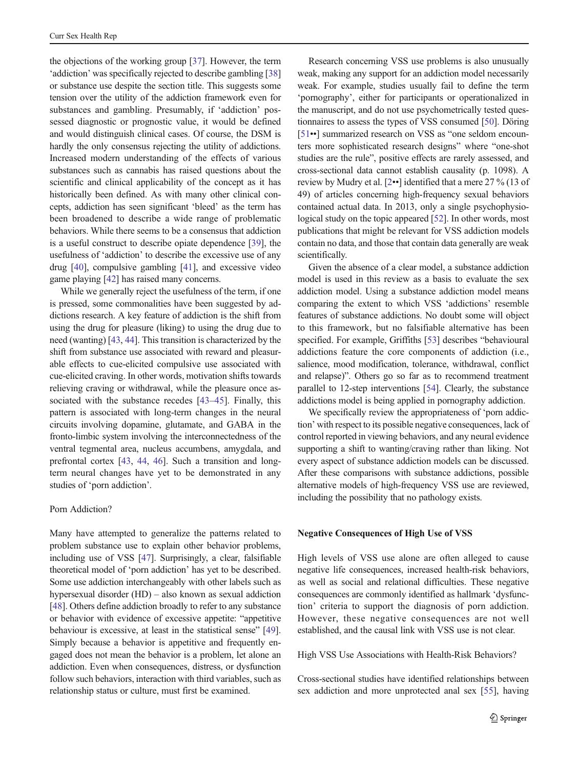the objections of the working group [37]. However, the term 'addiction' was specifically rejected to describe gambling [38] or substance use despite the section title. This suggests some tension over the utility of the addiction framework even for substances and gambling. Presumably, if 'addiction' possessed diagnostic or prognostic value, it would be defined and would distinguish clinical cases. Of course, the DSM is hardly the only consensus rejecting the utility of addictions. Increased modern understanding of the effects of various substances such as cannabis has raised questions about the scientific and clinical applicability of the concept as it has historically been defined. As with many other clinical concepts, addiction has seen significant 'bleed' as the term has been broadened to describe a wide range of problematic behaviors. While there seems to be a consensus that addiction is a useful construct to describe opiate dependence [39], the usefulness of 'addiction' to describe the excessive use of any drug [40], compulsive gambling [41], and excessive video game playing [42] has raised many concerns.

While we generally reject the usefulness of the term, if one is pressed, some commonalities have been suggested by addictions research. A key feature of addiction is the shift from using the drug for pleasure (liking) to using the drug due to need (wanting) [43, 44]. This transition is characterized by the shift from substance use associated with reward and pleasurable effects to cue-elicited compulsive use associated with cue-elicited craving. In other words, motivation shifts towards relieving craving or withdrawal, while the pleasure once associated with the substance recedes [43–45]. Finally, this pattern is associated with long-term changes in the neural circuits involving dopamine, glutamate, and GABA in the fronto-limbic system involving the interconnectedness of the ventral tegmental area, nucleus accumbens, amygdala, and prefrontal cortex [43, 44, 46]. Such a transition and long-term neural changes have yet to be demonstrated in any studies of 'porn addiction'.

## Porn Addiction?

Many have attempted to generalize the patterns related to problem substance use to explain other behavior problems, including use of VSS [47]. Surprisingly, a clear, falsifiable theoretical model of 'porn addiction' has yet to be described. Some use addiction interchangeably with other labels such as hypersexual disorder (HD) – also known as sexual addiction [48]. Others define addiction broadly to refer to any substance or behavior with evidence of excessive appetite: "appetitive behaviour is excessive, at least in the statistical sense" [49]. Simply because a behavior is appetitive and frequently engaged does not mean the behavior is a problem, let alone an addiction. Even when consequences, distress, or dysfunction follow such behaviors, interaction with third variables, such as relationship status or culture, must first be examined.

Research concerning VSS use problems is also unusually weak, making any support for an addiction model necessarily weak. For example, studies usually fail to define the term 'pornography', either for participants or operationalized in the manuscript, and do not use psychometrically tested questionnaires to assess the types of VSS consumed [50]. Döring [51••] summarized research on VSS as "one seldom encounters more sophisticated research designs" where "one-shot studies are the rule", positive effects are rarely assessed, and cross-sectional data cannot establish causality (p. 1098). A review by Mudry et al. [2••] identified that a mere 27 % (13 of 49) of articles concerning high-frequency sexual behaviors contained actual data. In 2013, only a single psychophysiological study on the topic appeared [52]. In other words, most publications that might be relevant for VSS addiction models contain no data, and those that contain data generally are weak scientifically.

Given the absence of a clear model, a substance addiction model is used in this review as a basis to evaluate the sex addiction model. Using a substance addiction model means comparing the extent to which VSS 'addictions' resemble features of substance addictions. No doubt some will object to this framework, but no falsifiable alternative has been specified. For example, Griffiths [53] describes "behavioural addictions feature the core components of addiction (i.e., salience, mood modification, tolerance, withdrawal, conflict and relapse)". Others go so far as to recommend treatment parallel to 12-step interventions [54]. Clearly, the substance addictions model is being applied in pornography addiction.

We specifically review the appropriateness of 'porn addiction' with respect to its possible negative consequences, lack of control reported in viewing behaviors, and any neural evidence supporting a shift to wanting/craving rather than liking. Not every aspect of substance addiction models can be discussed. After these comparisons with substance addictions, possible alternative models of high-frequency VSS use are reviewed, including the possibility that no pathology exists.

## Negative Consequences of High Use of VSS

High levels of VSS use alone are often alleged to cause negative life consequences, increased health-risk behaviors, as well as social and relational difficulties. These negative consequences are commonly identified as hallmark 'dysfunction' criteria to support the diagnosis of porn addiction. However, these negative consequences are not well established, and the causal link with VSS use is not clear.

### High VSS Use Associations with Health-Risk Behaviors?

Cross-sectional studies have identified relationships between sex addiction and more unprotected anal sex [55], having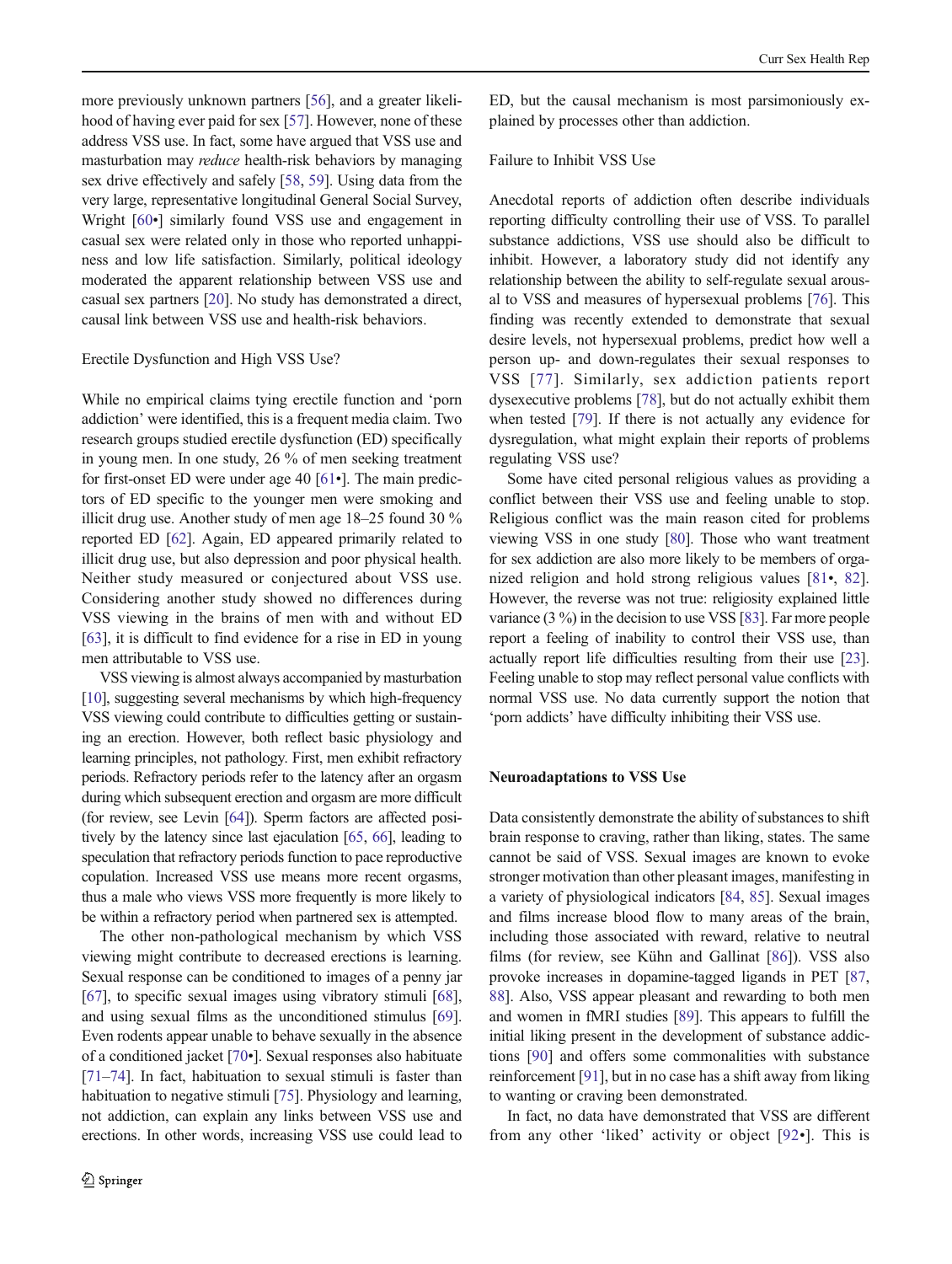more previously unknown partners [56], and a greater likelihood of having ever paid for sex [57]. However, none of these address VSS use. In fact, some have argued that VSS use and masturbation may *reduce* health-risk behaviors by managing sex drive effectively and safely [58, 59]. Using data from the very large, representative longitudinal General Social Survey, Wright [60•] similarly found VSS use and engagement in casual sex were related only in those who reported unhappiness and low life satisfaction. Similarly, political ideology moderated the apparent relationship between VSS use and casual sex partners [20]. No study has demonstrated a direct, causal link between VSS use and health-risk behaviors.

### Erectile Dysfunction and High VSS Use?

While no empirical claims tying erectile function and 'porn addiction' were identified, this is a frequent media claim. Two research groups studied erectile dysfunction (ED) specifically in young men. In one study, 26 % of men seeking treatment for first-onset ED were under age 40 [61•]. The main predictors of ED specific to the younger men were smoking and illicit drug use. Another study of men age 18–25 found 30 % reported ED [62]. Again, ED appeared primarily related to illicit drug use, but also depression and poor physical health. Neither study measured or conjectured about VSS use. Considering another study showed no differences during VSS viewing in the brains of men with and without ED [63], it is difficult to find evidence for a rise in ED in young men attributable to VSS use.

VSS viewing is almost always accompanied by masturbation [10], suggesting several mechanisms by which high-frequency VSS viewing could contribute to difficulties getting or sustaining an erection. However, both reflect basic physiology and learning principles, not pathology. First, men exhibit refractory periods. Refractory periods refer to the latency after an orgasm during which subsequent erection and orgasm are more difficult (for review, see Levin [64]). Sperm factors are affected positively by the latency since last ejaculation [65, 66], leading to speculation that refractory periods function to pace reproductive copulation. Increased VSS use means more recent orgasms, thus a male who views VSS more frequently is more likely to be within a refractory period when partnered sex is attempted.

The other non-pathological mechanism by which VSS viewing might contribute to decreased erections is learning. Sexual response can be conditioned to images of a penny jar [67], to specific sexual images using vibratory stimuli [68], and using sexual films as the unconditioned stimulus [69]. Even rodents appear unable to behave sexually in the absence of a conditioned jacket [70•]. Sexual responses also habituate [71–74]. In fact, habituation to sexual stimuli is faster than habituation to negative stimuli [75]. Physiology and learning, not addiction, can explain any links between VSS use and erections. In other words, increasing VSS use could lead to ED, but the causal mechanism is most parsimoniously explained by processes other than addiction.

### Failure to Inhibit VSS Use

Anecdotal reports of addiction often describe individuals reporting difficulty controlling their use of VSS. To parallel substance addictions, VSS use should also be difficult to inhibit. However, a laboratory study did not identify any relationship between the ability to self-regulate sexual arousal to VSS and measures of hypersexual problems [76]. This finding was recently extended to demonstrate that sexual desire levels, not hypersexual problems, predict how well a person up- and down-regulates their sexual responses to VSS [77]. Similarly, sex addiction patients report dysexecutive problems [78], but do not actually exhibit them when tested [79]. If there is not actually any evidence for dysregulation, what might explain their reports of problems regulating VSS use?

Some have cited personal religious values as providing a conflict between their VSS use and feeling unable to stop. Religious conflict was the main reason cited for problems viewing VSS in one study [80]. Those who want treatment for sex addiction are also more likely to be members of organized religion and hold strong religious values [81•, 82]. However, the reverse was not true: religiosity explained little variance (3 %) in the decision to use VSS [83]. Far more people report a feeling of inability to control their VSS use, than actually report life difficulties resulting from their use [23]. Feeling unable to stop may reflect personal value conflicts with normal VSS use. No data currently support the notion that 'porn addicts' have difficulty inhibiting their VSS use.

## Neuroadaptations to VSS Use

Data consistently demonstrate the ability of substances to shift brain response to craving, rather than liking, states. The same cannot be said of VSS. Sexual images are known to evoke stronger motivation than other pleasant images, manifesting in a variety of physiological indicators [84, 85]. Sexual images and films increase blood flow to many areas of the brain, including those associated with reward, relative to neutral films (for review, see Kühn and Gallinat [86]). VSS also provoke increases in dopamine-tagged ligands in PET [87, 88]. Also, VSS appear pleasant and rewarding to both men and women in fMRI studies [89]. This appears to fulfill the initial liking present in the development of substance addictions [90] and offers some commonalities with substance reinforcement [91], but in no case has a shift away from liking to wanting or craving been demonstrated.

In fact, no data have demonstrated that VSS are different from any other 'liked' activity or object [92•]. This is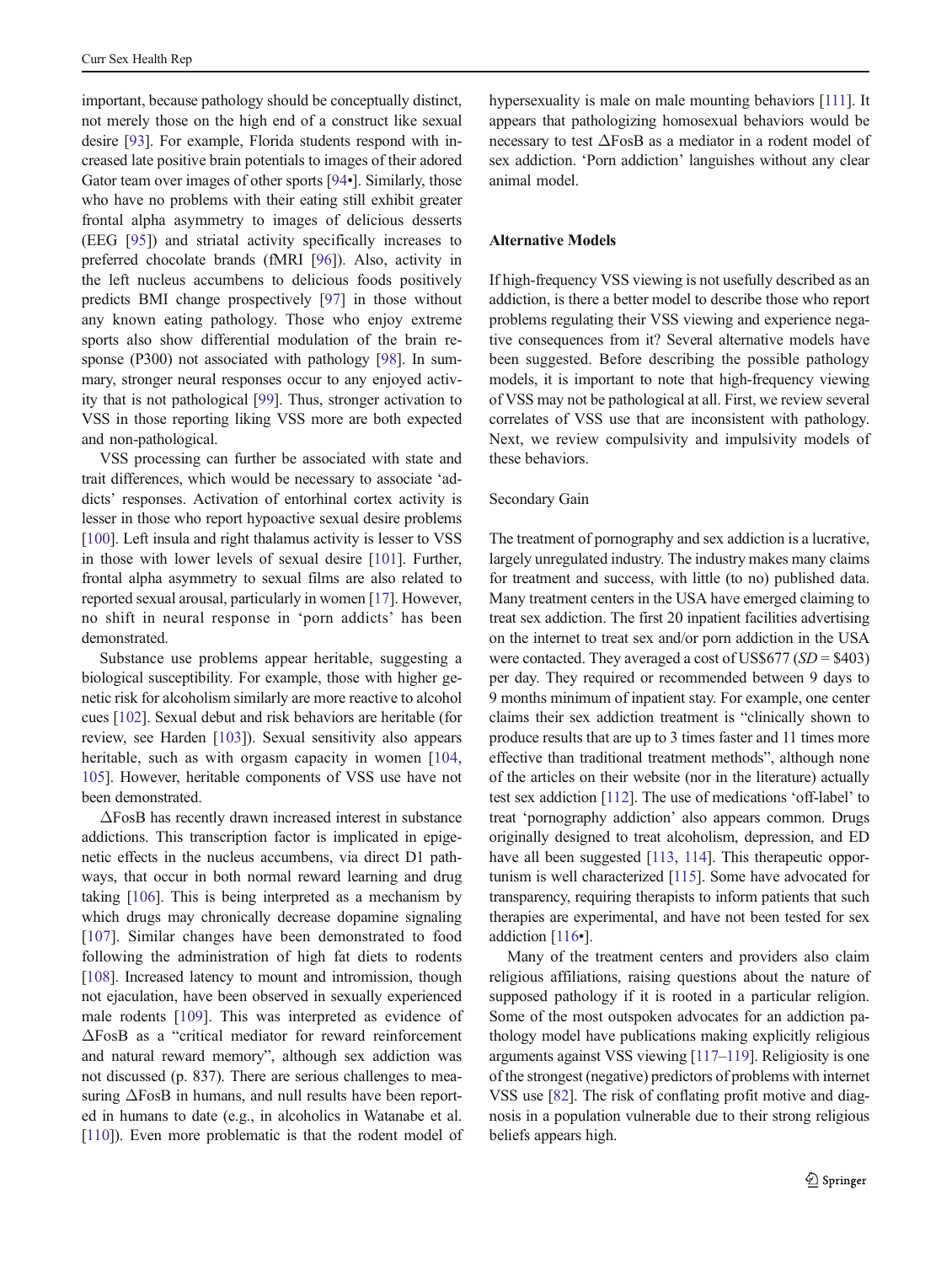important, because pathology should be conceptually distinct, not merely those on the high end of a construct like sexual desire [93]. For example, Florida students respond with increased late positive brain potentials to images of their adored Gator team over images of other sports [94•]. Similarly, those who have no problems with their eating still exhibit greater frontal alpha asymmetry to images of delicious desserts (EEG [95]) and striatal activity specifically increases to preferred chocolate brands (fMRI [96]). Also, activity in the left nucleus accumbens to delicious foods positively predicts BMI change prospectively [97] in those without any known eating pathology. Those who enjoy extreme sports also show differential modulation of the brain response (P300) not associated with pathology [98]. In summary, stronger neural responses occur to any enjoyed activity that is not pathological [99]. Thus, stronger activation to VSS in those reporting liking VSS more are both expected and non-pathological.

VSS processing can further be associated with state and trait differences, which would be necessary to associate 'addicts' responses. Activation of entorhinal cortex activity is lesser in those who report hypoactive sexual desire problems [100]. Left insula and right thalamus activity is lesser to VSS in those with lower levels of sexual desire [101]. Further, frontal alpha asymmetry to sexual films are also related to reported sexual arousal, particularly in women [17]. However, no shift in neural response in 'porn addicts' has been demonstrated.

Substance use problems appear heritable, suggesting a biological susceptibility. For example, those with higher genetic risk for alcoholism similarly are more reactive to alcohol cues [102]. Sexual debut and risk behaviors are heritable (for review, see Harden [103]). Sexual sensitivity also appears heritable, such as with orgasm capacity in women [104, 105]. However, heritable components of VSS use have not been demonstrated.

ΔFosB has recently drawn increased interest in substance addictions. This transcription factor is implicated in epigenetic effects in the nucleus accumbens, via direct D1 pathways, that occur in both normal reward learning and drug taking [106]. This is being interpreted as a mechanism by which drugs may chronically decrease dopamine signaling [107]. Similar changes have been demonstrated to food following the administration of high fat diets to rodents [108]. Increased latency to mount and intromission, though not ejaculation, have been observed in sexually experienced male rodents [109]. This was interpreted as evidence of ΔFosB as a "critical mediator for reward reinforcement and natural reward memory", although sex addiction was not discussed (p. 837). There are serious challenges to measuring ΔFosB in humans, and null results have been reported in humans to date (e.g., in alcoholics in Watanabe et al. [110]). Even more problematic is that the rodent model of hypersexuality is male on male mounting behaviors [111]. It appears that pathologizing homosexual behaviors would be necessary to test ΔFosB as a mediator in a rodent model of sex addiction. 'Porn addiction' languishes without any clear animal model.

## Alternative Models

If high-frequency VSS viewing is not usefully described as an addiction, is there a better model to describe those who report problems regulating their VSS viewing and experience negative consequences from it? Several alternative models have been suggested. Before describing the possible pathology models, it is important to note that high-frequency viewing of VSS may not be pathological at all. First, we review several correlates of VSS use that are inconsistent with pathology. Next, we review compulsivity and impulsivity models of these behaviors.

### Secondary Gain

The treatment of pornography and sex addiction is a lucrative, largely unregulated industry. The industry makes many claims for treatment and success, with little (to no) published data. Many treatment centers in the USA have emerged claiming to treat sex addiction. The first 20 inpatient facilities advertising on the internet to treat sex and/or porn addiction in the USA were contacted. They averaged a cost of US\$677 (*SD* = \$403) per day. They required or recommended between 9 days to 9 months minimum of inpatient stay. For example, one center claims their sex addiction treatment is "clinically shown to produce results that are up to 3 times faster and 11 times more effective than traditional treatment methods", although none of the articles on their website (nor in the literature) actually test sex addiction [112]. The use of medications 'off-label' to treat 'pornography addiction' also appears common. Drugs originally designed to treat alcoholism, depression, and ED have all been suggested [113, 114]. This therapeutic opportunism is well characterized [115]. Some have advocated for transparency, requiring therapists to inform patients that such therapies are experimental, and have not been tested for sex addiction [116•].

Many of the treatment centers and providers also claim religious affiliations, raising questions about the nature of supposed pathology if it is rooted in a particular religion. Some of the most outspoken advocates for an addiction pathology model have publications making explicitly religious arguments against VSS viewing [117–119]. Religiosity is one of the strongest (negative) predictors of problems with internet VSS use [82]. The risk of conflating profit motive and diagnosis in a population vulnerable due to their strong religious beliefs appears high.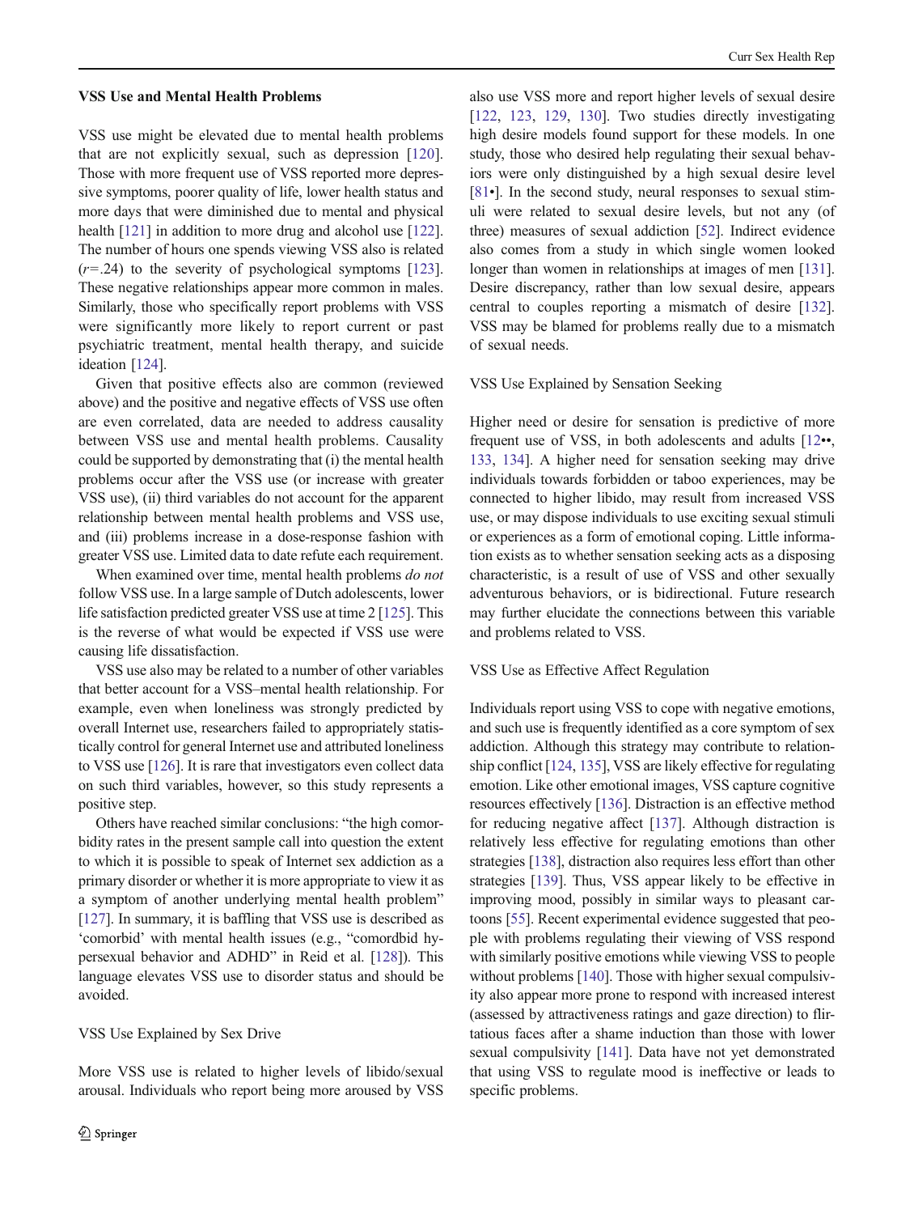**VSS Use and Mental Health Problems**

VSS use might be elevated due to mental health problems that are not explicitly sexual, such as depression [120]. Those with more frequent use of VSS reported more depressive symptoms, poorer quality of life, lower health status and more days that were diminished due to mental and physical health [121] in addition to more drug and alcohol use [122]. The number of hours one spends viewing VSS also is related ($r$=.24) to the severity of psychological symptoms [123]. These negative relationships appear more common in males. Similarly, those who specifically report problems with VSS were significantly more likely to report current or past psychiatric treatment, mental health therapy, and suicide ideation [124].

Given that positive effects also are common (reviewed above) and the positive and negative effects of VSS use often are even correlated, data are needed to address causality between VSS use and mental health problems. Causality could be supported by demonstrating that (i) the mental health problems occur after the VSS use (or increase with greater VSS use), (ii) third variables do not account for the apparent relationship between mental health problems and VSS use, and (iii) problems increase in a dose-response fashion with greater VSS use. Limited data to date refute each requirement.

When examined over time, mental health problems *do not* follow VSS use. In a large sample of Dutch adolescents, lower life satisfaction predicted greater VSS use at time 2 [125]. This is the reverse of what would be expected if VSS use were causing life dissatisfaction.

VSS use also may be related to a number of other variables that better account for a VSS–mental health relationship. For example, even when loneliness was strongly predicted by overall Internet use, researchers failed to appropriately statistically control for general Internet use and attributed loneliness to VSS use [126]. It is rare that investigators even collect data on such third variables, however, so this study represents a positive step.

Others have reached similar conclusions: "the high comorbidity rates in the present sample call into question the extent to which it is possible to speak of Internet sex addiction as a primary disorder or whether it is more appropriate to view it as a symptom of another underlying mental health problem" [127]. In summary, it is baffling that VSS use is described as 'comorbid' with mental health issues (e.g., "comordbid hypersexual behavior and ADHD" in Reid et al. [128]). This language elevates VSS use to disorder status and should be avoided.

VSS Use Explained by Sex Drive

More VSS use is related to higher levels of libido/sexual arousal. Individuals who report being more aroused by VSS also use VSS more and report higher levels of sexual desire [122, 123, 129, 130]. Two studies directly investigating high desire models found support for these models. In one study, those who desired help regulating their sexual behaviors were only distinguished by a high sexual desire level [81•]. In the second study, neural responses to sexual stimuli were related to sexual desire levels, but not any (of three) measures of sexual addiction [52]. Indirect evidence also comes from a study in which single women looked longer than women in relationships at images of men [131]. Desire discrepancy, rather than low sexual desire, appears central to couples reporting a mismatch of desire [132]. VSS may be blamed for problems really due to a mismatch of sexual needs.

VSS Use Explained by Sensation Seeking

Higher need or desire for sensation is predictive of more frequent use of VSS, in both adolescents and adults [12••, 133, 134]. A higher need for sensation seeking may drive individuals towards forbidden or taboo experiences, may be connected to higher libido, may result from increased VSS use, or may dispose individuals to use exciting sexual stimuli or experiences as a form of emotional coping. Little information exists as to whether sensation seeking acts as a disposing characteristic, is a result of use of VSS and other sexually adventurous behaviors, or is bidirectional. Future research may further elucidate the connections between this variable and problems related to VSS.

VSS Use as Effective Affect Regulation

Individuals report using VSS to cope with negative emotions, and such use is frequently identified as a core symptom of sex addiction. Although this strategy may contribute to relationship conflict [124, 135], VSS are likely effective for regulating emotion. Like other emotional images, VSS capture cognitive resources effectively [136]. Distraction is an effective method for reducing negative affect [137]. Although distraction is relatively less effective for regulating emotions than other strategies [138], distraction also requires less effort than other strategies [139]. Thus, VSS appear likely to be effective in improving mood, possibly in similar ways to pleasant cartoons [55]. Recent experimental evidence suggested that people with problems regulating their viewing of VSS respond with similarly positive emotions while viewing VSS to people without problems [140]. Those with higher sexual compulsivity also appear more prone to respond with increased interest (assessed by attractiveness ratings and gaze direction) to flirtatious faces after a shame induction than those with lower sexual compulsivity [141]. Data have not yet demonstrated that using VSS to regulate mood is ineffective or leads to specific problems.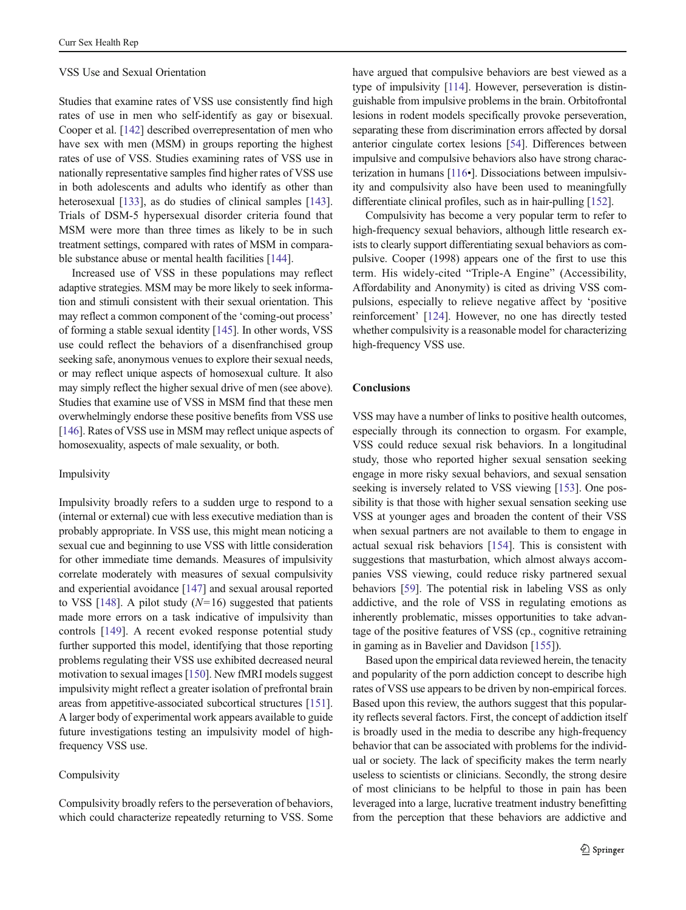### VSS Use and Sexual Orientation

Studies that examine rates of VSS use consistently find high rates of use in men who self-identify as gay or bisexual. Cooper et al. [142] described overrepresentation of men who have sex with men (MSM) in groups reporting the highest rates of use of VSS. Studies examining rates of VSS use in nationally representative samples find higher rates of VSS use in both adolescents and adults who identify as other than heterosexual [133], as do studies of clinical samples [143]. Trials of DSM-5 hypersexual disorder criteria found that MSM were more than three times as likely to be in such treatment settings, compared with rates of MSM in comparable substance abuse or mental health facilities [144].

Increased use of VSS in these populations may reflect adaptive strategies. MSM may be more likely to seek information and stimuli consistent with their sexual orientation. This may reflect a common component of the 'coming-out process' of forming a stable sexual identity [145]. In other words, VSS use could reflect the behaviors of a disenfranchised group seeking safe, anonymous venues to explore their sexual needs, or may reflect unique aspects of homosexual culture. It also may simply reflect the higher sexual drive of men (see above). Studies that examine use of VSS in MSM find that these men overwhelmingly endorse these positive benefits from VSS use [146]. Rates of VSS use in MSM may reflect unique aspects of homosexuality, aspects of male sexuality, or both.

### Impulsivity

Impulsivity broadly refers to a sudden urge to respond to a (internal or external) cue with less executive mediation than is probably appropriate. In VSS use, this might mean noticing a sexual cue and beginning to use VSS with little consideration for other immediate time demands. Measures of impulsivity correlate moderately with measures of sexual compulsivity and experiential avoidance [147] and sexual arousal reported to VSS [148]. A pilot study ($N$=16) suggested that patients made more errors on a task indicative of impulsivity than controls [149]. A recent evoked response potential study further supported this model, identifying that those reporting problems regulating their VSS use exhibited decreased neural motivation to sexual images [150]. New fMRI models suggest impulsivity might reflect a greater isolation of prefrontal brain areas from appetitive-associated subcortical structures [151]. A larger body of experimental work appears available to guide future investigations testing an impulsivity model of high-frequency VSS use.

### Compulsivity

Compulsivity broadly refers to the perseveration of behaviors, which could characterize repeatedly returning to VSS. Some have argued that compulsive behaviors are best viewed as a type of impulsivity [114]. However, perseveration is distinguishable from impulsive problems in the brain. Orbitofrontal lesions in rodent models specifically provoke perseveration, separating these from discrimination errors affected by dorsal anterior cingulate cortex lesions [54]. Differences between impulsive and compulsive behaviors also have strong characterization in humans [116•]. Dissociations between impulsivity and compulsivity also have been used to meaningfully differentiate clinical profiles, such as in hair-pulling [152].

Compulsivity has become a very popular term to refer to high-frequency sexual behaviors, although little research exists to clearly support differentiating sexual behaviors as compulsive. Cooper (1998) appears one of the first to use this term. His widely-cited "Triple-A Engine" (Accessibility, Affordability and Anonymity) is cited as driving VSS compulsions, especially to relieve negative affect by 'positive reinforcement' [124]. However, no one has directly tested whether compulsivity is a reasonable model for characterizing high-frequency VSS use.

## Conclusions

VSS may have a number of links to positive health outcomes, especially through its connection to orgasm. For example, VSS could reduce sexual risk behaviors. In a longitudinal study, those who reported higher sexual sensation seeking engage in more risky sexual behaviors, and sexual sensation seeking is inversely related to VSS viewing [153]. One possibility is that those with higher sexual sensation seeking use VSS at younger ages and broaden the content of their VSS when sexual partners are not available to them to engage in actual sexual risk behaviors [154]. This is consistent with suggestions that masturbation, which almost always accompanies VSS viewing, could reduce risky partnered sexual behaviors [59]. The potential risk in labeling VSS as only addictive, and the role of VSS in regulating emotions as inherently problematic, misses opportunities to take advantage of the positive features of VSS (cp., cognitive retraining in gaming as in Bavelier and Davidson [155]).

Based upon the empirical data reviewed herein, the tenacity and popularity of the porn addiction concept to describe high rates of VSS use appears to be driven by non-empirical forces. Based upon this review, the authors suggest that this popularity reflects several factors. First, the concept of addiction itself is broadly used in the media to describe any high-frequency behavior that can be associated with problems for the individual or society. The lack of specificity makes the term nearly useless to scientists or clinicians. Secondly, the strong desire of most clinicians to be helpful to those in pain has been leveraged into a large, lucrative treatment industry benefitting from the perception that these behaviors are addictive and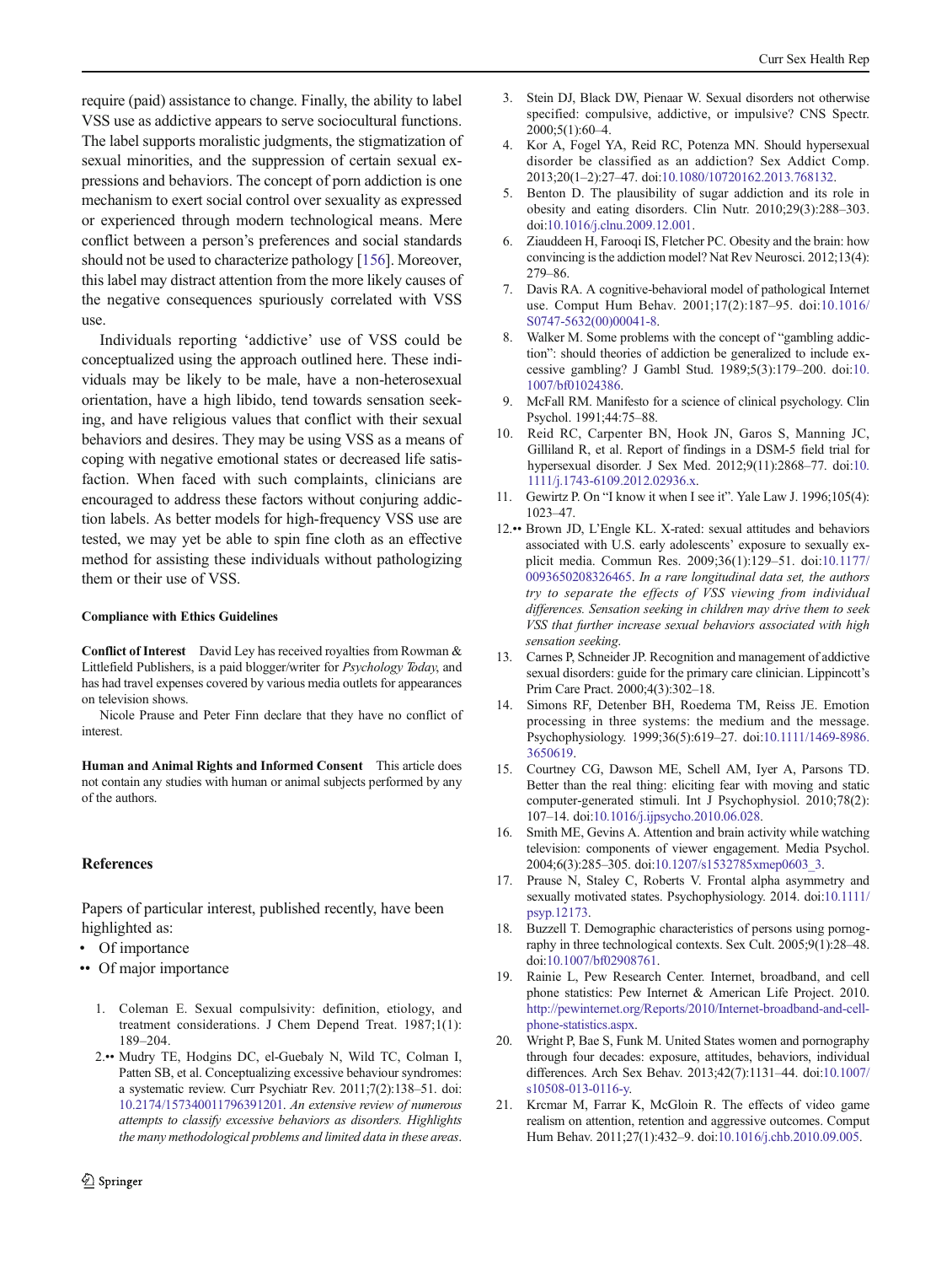require (paid) assistance to change. Finally, the ability to label VSS use as addictive appears to serve sociocultural functions. The label supports moralistic judgments, the stigmatization of sexual minorities, and the suppression of certain sexual expressions and behaviors. The concept of porn addiction is one mechanism to exert social control over sexuality as expressed or experienced through modern technological means. Mere conflict between a person's preferences and social standards should not be used to characterize pathology [156]. Moreover, this label may distract attention from the more likely causes of the negative consequences spuriously correlated with VSS use.

Individuals reporting 'addictive' use of VSS could be conceptualized using the approach outlined here. These individuals may be likely to be male, have a non-heterosexual orientation, have a high libido, tend towards sensation seeking, and have religious values that conflict with their sexual behaviors and desires. They may be using VSS as a means of coping with negative emotional states or decreased life satisfaction. When faced with such complaints, clinicians are encouraged to address these factors without conjuring addiction labels. As better models for high-frequency VSS use are tested, we may yet be able to spin fine cloth as an effective method for assisting these individuals without pathologizing them or their use of VSS.

**Compliance with Ethics Guidelines**

**Conflict of Interest** David Ley has received royalties from Rowman & Littlefield Publishers, is a paid blogger/writer for *Psychology Today*, and has had travel expenses covered by various media outlets for appearances on television shows.

Nicole Prause and Peter Finn declare that they have no conflict of interest.

**Human and Animal Rights and Informed Consent** This article does not contain any studies with human or animal subjects performed by any of the authors.

## References

Papers of particular interest, published recently, have been highlighted as:

- • Of importance
- •• Of major importance

1. Coleman E. Sexual compulsivity: definition, etiology, and treatment considerations. J Chem Depend Treat. 1987;1(1): 189–204.
2. •• Mudry TE, Hodgins DC, el-Guebaly N, Wild TC, Colman I, Patten SB, et al. Conceptualizing excessive behaviour syndromes: a systematic review. Curr Psychiatr Rev. 2011;7(2):138–51. doi: 10.2174/157340011796391201. *An extensive review of numerous attempts to classify excessive behaviors as disorders. Highlights the many methodological problems and limited data in these areas.*
3. Stein DJ, Black DW, Pienaar W. Sexual disorders not otherwise specified: compulsive, addictive, or impulsive? CNS Spectr. 2000;5(1):60–4.
4. Kor A, Fogel YA, Reid RC, Potenza MN. Should hypersexual disorder be classified as an addiction? Sex Addict Comp. 2013;20(1–2):27–47. doi:10.1080/10720162.2013.768132.
5. Benton D. The plausibility of sugar addiction and its role in obesity and eating disorders. Clin Nutr. 2010;29(3):288–303. doi:10.1016/j.clnu.2009.12.001.
6. Ziauddeen H, Farooqi IS, Fletcher PC. Obesity and the brain: how convincing is the addiction model? Nat Rev Neurosci. 2012;13(4): 279–86.
7. Davis RA. A cognitive-behavioral model of pathological Internet use. Comput Hum Behav. 2001;17(2):187–95. doi:10.1016/S0747-5632(00)00041-8.
8. Walker M. Some problems with the concept of "gambling addiction": should theories of addiction be generalized to include excessive gambling? J Gambl Stud. 1989;5(3):179–200. doi:10.1007/bf01024386.
9. McFall RM. Manifesto for a science of clinical psychology. Clin Psychol. 1991;44:75–88.
10. Reid RC, Carpenter BN, Hook JN, Garos S, Manning JC, Gilliland R, et al. Report of findings in a DSM-5 field trial for hypersexual disorder. J Sex Med. 2012;9(11):2868–77. doi:10.1111/j.1743-6109.2012.02936.x.
11. Gewirtz P. On "I know it when I see it". Yale Law J. 1996;105(4): 1023–47.
12. •• Brown JD, L'Engle KL. X-rated: sexual attitudes and behaviors associated with U.S. early adolescents' exposure to sexually explicit media. Commun Res. 2009;36(1):129–51. doi:10.1177/0093650208326465. *In a rare longitudinal data set, the authors try to separate the effects of VSS viewing from individual differences. Sensation seeking in children may drive them to seek VSS that further increase sexual behaviors associated with high sensation seeking.*
13. Carnes P, Schneider JP. Recognition and management of addictive sexual disorders: guide for the primary care clinician. Lippincott's Prim Care Pract. 2000;4(3):302–18.
14. Simons RF, Detenber BH, Roedema TM, Reiss JE. Emotion processing in three systems: the medium and the message. Psychophysiology. 1999;36(5):619–27. doi:10.1111/1469-8986.3650619.
15. Courtney CG, Dawson ME, Schell AM, Iyer A, Parsons TD. Better than the real thing: eliciting fear with moving and static computer-generated stimuli. Int J Psychophysiol. 2010;78(2): 107–14. doi:10.1016/j.ijpsycho.2010.06.028.
16. Smith ME, Gevins A. Attention and brain activity while watching television: components of viewer engagement. Media Psychol. 2004;6(3):285–305. doi:10.1207/s1532785xmep0603_3.
17. Prause N, Staley C, Roberts V. Frontal alpha asymmetry and sexually motivated states. Psychophysiology. 2014. doi:10.1111/psyp.12173.
18. Buzzell T. Demographic characteristics of persons using pornography in three technological contexts. Sex Cult. 2005;9(1):28–48. doi:10.1007/bf02908761.
19. Rainie L, Pew Research Center. Internet, broadband, and cell phone statistics: Pew Internet & American Life Project. 2010. http://pewinternet.org/Reports/2010/Internet-broadband-and-cell-phone-statistics.aspx.
20. Wright P, Bae S, Funk M. United States women and pornography through four decades: exposure, attitudes, behaviors, individual differences. Arch Sex Behav. 2013;42(7):1131–44. doi:10.1007/s10508-013-0116-y.
21. Krcmar M, Farrar K, McGloin R. The effects of video game realism on attention, retention and aggressive outcomes. Comput Hum Behav. 2011;27(1):432–9. doi:10.1016/j.chb.2010.09.005.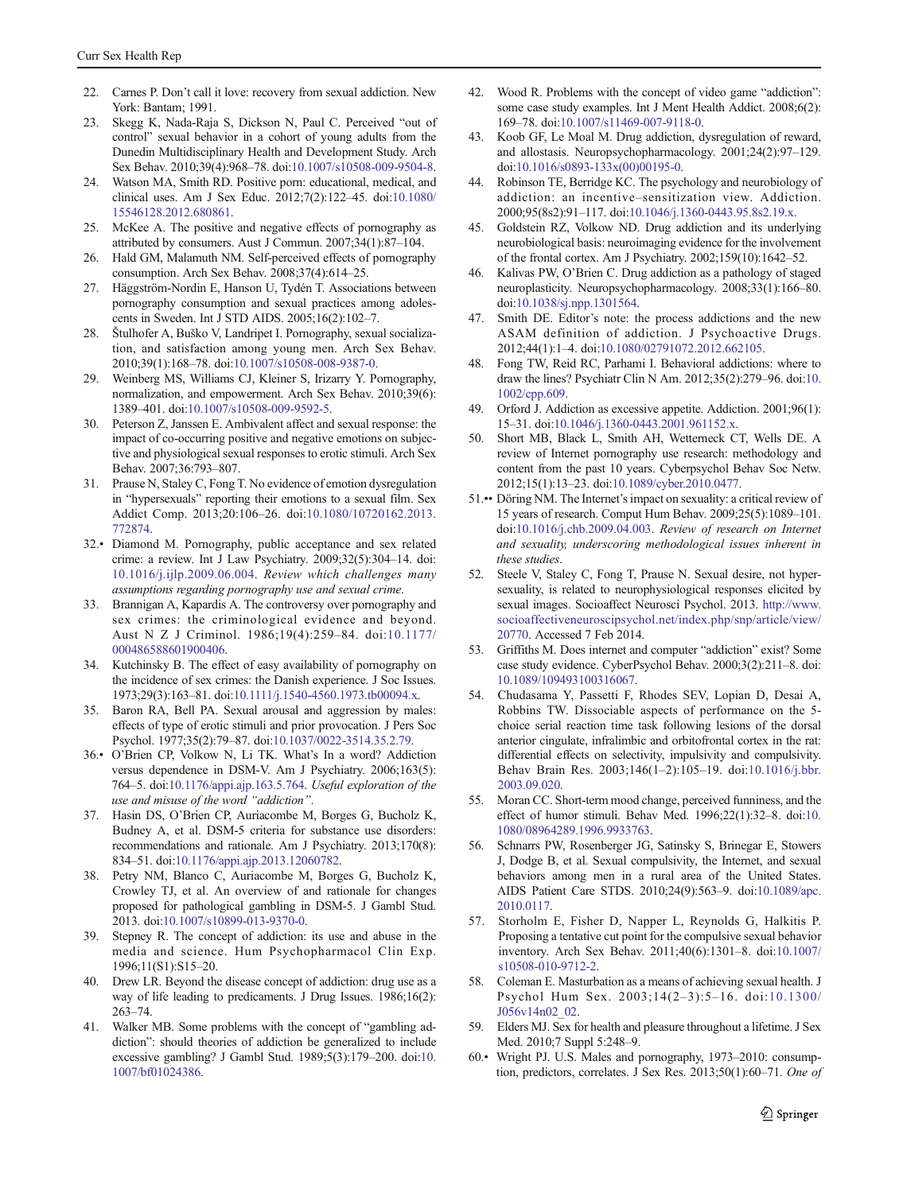22. Carnes P. Don't call it love: recovery from sexual addiction. New York: Bantam; 1991.
23. Skegg K, Nada-Raja S, Dickson N, Paul C. Perceived "out of control" sexual behavior in a cohort of young adults from the Dunedin Multidisciplinary Health and Development Study. Arch Sex Behav. 2010;39(4):968–78. doi:10.1007/s10508-009-9504-8.
24. Watson MA, Smith RD. Positive porn: educational, medical, and clinical uses. Am J Sex Educ. 2012;7(2):122–45. doi:10.1080/15546128.2012.680861.
25. McKee A. The positive and negative effects of pornography as attributed by consumers. Aust J Commun. 2007;34(1):87–104.
26. Hald GM, Malamuth NM. Self-perceived effects of pornography consumption. Arch Sex Behav. 2008;37(4):614–25.
27. Häggström-Nordin E, Hanson U, Tydén T. Associations between pornography consumption and sexual practices among adolescents in Sweden. Int J STD AIDS. 2005;16(2):102–7.
28. Štulhofer A, Buško V, Landripet I. Pornography, sexual socialization, and satisfaction among young men. Arch Sex Behav. 2010;39(1):168–78. doi:10.1007/s10508-008-9387-0.
29. Weinberg MS, Williams CJ, Kleiner S, Irizarry Y. Pornography, normalization, and empowerment. Arch Sex Behav. 2010;39(6):1389–401. doi:10.1007/s10508-009-9592-5.
30. Peterson Z, Janssen E. Ambivalent affect and sexual response: the impact of co-occurring positive and negative emotions on subjective and physiological sexual responses to erotic stimuli. Arch Sex Behav. 2007;36:793–807.
31. Prause N, Staley C, Fong T. No evidence of emotion dysregulation in "hypersexuals" reporting their emotions to a sexual film. Sex Addict Comp. 2013;20:106–26. doi:10.1080/10720162.2013.772874.
32.• Diamond M. Pornography, public acceptance and sex related crime: a review. Int J Law Psychiatry. 2009;32(5):304–14. doi:10.1016/j.ijlp.2009.06.004. *Review which challenges many assumptions regarding pornography use and sexual crime*.
33. Brannigan A, Kapardis A. The controversy over pornography and sex crimes: the criminological evidence and beyond. Aust N Z J Criminol. 1986;19(4):259–84. doi:10.1177/000486588601900406.
34. Kutchinsky B. The effect of easy availability of pornography on the incidence of sex crimes: the Danish experience. J Soc Issues. 1973;29(3):163–81. doi:10.1111/j.1540-4560.1973.tb00094.x.
35. Baron RA, Bell PA. Sexual arousal and aggression by males: effects of type of erotic stimuli and prior provocation. J Pers Soc Psychol. 1977;35(2):79–87. doi:10.1037/0022-3514.35.2.79.
36.• O'Brien CP, Volkow N, Li TK. What's In a word? Addiction versus dependence in DSM-V. Am J Psychiatry. 2006;163(5):764–5. doi:10.1176/appi.ajp.163.5.764. *Useful exploration of the use and misuse of the word "addiction"*.
37. Hasin DS, O'Brien CP, Auriacombe M, Borges G, Bucholz K, Budney A, et al. DSM-5 criteria for substance use disorders: recommendations and rationale. Am J Psychiatry. 2013;170(8):834–51. doi:10.1176/appi.ajp.2013.12060782.
38. Petry NM, Blanco C, Auriacombe M, Borges G, Bucholz K, Crowley TJ, et al. An overview of and rationale for changes proposed for pathological gambling in DSM-5. J Gambl Stud. 2013. doi:10.1007/s10899-013-9370-0.
39. Stepney R. The concept of addiction: its use and abuse in the media and science. Hum Psychopharmacol Clin Exp. 1996;11(S1):S15–20.
40. Drew LR. Beyond the disease concept of addiction: drug use as a way of life leading to predicaments. J Drug Issues. 1986;16(2):263–74.
41. Walker MB. Some problems with the concept of "gambling addiction": should theories of addiction be generalized to include excessive gambling? J Gambl Stud. 1989;5(3):179–200. doi:10.1007/bf01024386.
42. Wood R. Problems with the concept of video game "addiction": some case study examples. Int J Ment Health Addict. 2008;6(2):169–78. doi:10.1007/s11469-007-9118-0.
43. Koob GF, Le Moal M. Drug addiction, dysregulation of reward, and allostasis. Neuropsychopharmacology. 2001;24(2):97–129. doi:10.1016/s0893-133x(00)00195-0.
44. Robinson TE, Berridge KC. The psychology and neurobiology of addiction: an incentive–sensitization view. Addiction. 2000;95(8s2):91–117. doi:10.1046/j.1360-0443.95.8s2.19.x.
45. Goldstein RZ, Volkow ND. Drug addiction and its underlying neurobiological basis: neuroimaging evidence for the involvement of the frontal cortex. Am J Psychiatry. 2002;159(10):1642–52.
46. Kalivas PW, O'Brien C. Drug addiction as a pathology of staged neuroplasticity. Neuropsychopharmacology. 2008;33(1):166–80. doi:10.1038/sj.npp.1301564.
47. Smith DE. Editor's note: the process addictions and the new ASAM definition of addiction. J Psychoactive Drugs. 2012;44(1):1–4. doi:10.1080/02791072.2012.662105.
48. Fong TW, Reid RC, Parhami I. Behavioral addictions: where to draw the lines? Psychiatr Clin N Am. 2012;35(2):279–96. doi:10.1002/cpp.609.
49. Orford J. Addiction as excessive appetite. Addiction. 2001;96(1):15–31. doi:10.1046/j.1360-0443.2001.961152.x.
50. Short MB, Black L, Smith AH, Wetterneck CT, Wells DE. A review of Internet pornography use research: methodology and content from the past 10 years. Cyberpsychol Behav Soc Netw. 2012;15(1):13–23. doi:10.1089/cyber.2010.0477.
51.•• Döring NM. The Internet's impact on sexuality: a critical review of 15 years of research. Comput Hum Behav. 2009;25(5):1089–101. doi:10.1016/j.chb.2009.04.003. *Review of research on Internet and sexuality, underscoring methodological issues inherent in these studies*.
52. Steele V, Staley C, Fong T, Prause N. Sexual desire, not hypersexuality, is related to neurophysiological responses elicited by sexual images. Socioaffect Neurosci Psychol. 2013. http://www.socioaffectiveneuroscipsychol.net/index.php/snp/article/view/20770. Accessed 7 Feb 2014.
53. Griffiths M. Does internet and computer "addiction" exist? Some case study evidence. CyberPsychol Behav. 2000;3(2):211–8. doi:10.1089/109493100316067.
54. Chudasama Y, Passetti F, Rhodes SEV, Lopian D, Desai A, Robbins TW. Dissociable aspects of performance on the 5-choice serial reaction time task following lesions of the dorsal anterior cingulate, infralimbic and orbitofrontal cortex in the rat: differential effects on selectivity, impulsivity and compulsivity. Behav Brain Res. 2003;146(1–2):105–19. doi:10.1016/j.bbr.2003.09.020.
55. Moran CC. Short-term mood change, perceived funniness, and the effect of humor stimuli. Behav Med. 1996;22(1):32–8. doi:10.1080/08964289.1996.9933763.
56. Schnarrs PW, Rosenberger JG, Satinsky S, Brinegar E, Stowers J, Dodge B, et al. Sexual compulsivity, the Internet, and sexual behaviors among men in a rural area of the United States. AIDS Patient Care STDS. 2010;24(9):563–9. doi:10.1089/apc.2010.0117.
57. Storholm E, Fisher D, Napper L, Reynolds G, Halkitis P. Proposing a tentative cut point for the compulsive sexual behavior inventory. Arch Sex Behav. 2011;40(6):1301–8. doi:10.1007/s10508-010-9712-2.
58. Coleman E. Masturbation as a means of achieving sexual health. J Psychol Hum Sex. 2003;14(2–3):5–16. doi:10.1300/J056v14n02_02.
59. Elders MJ. Sex for health and pleasure throughout a lifetime. J Sex Med. 2010;7 Suppl 5:248–9.
60.• Wright PJ. U.S. Males and pornography, 1973–2010: consumption, predictors, correlates. J Sex Res. 2013;50(1):60–71. *One of*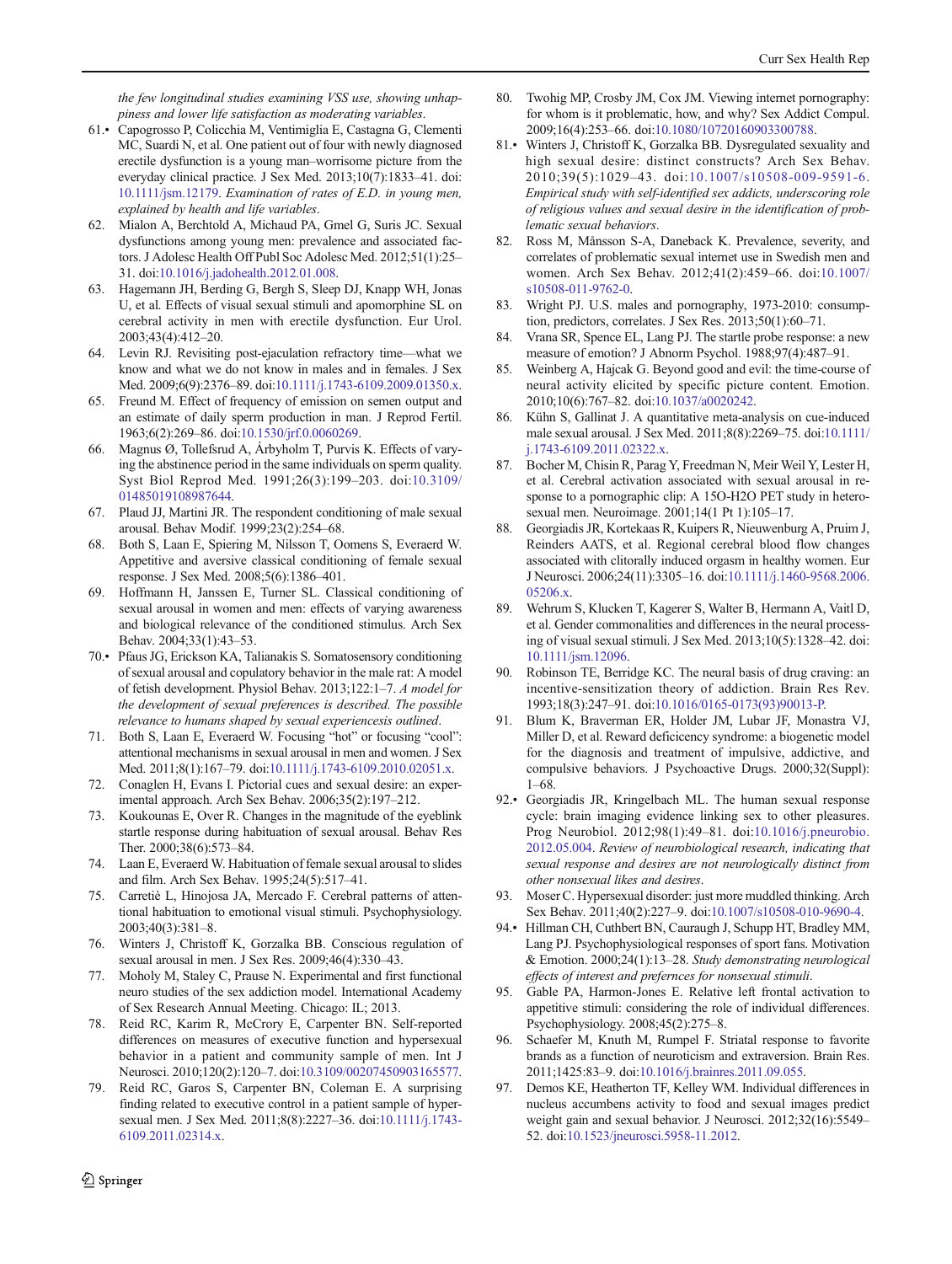*the few longitudinal studies examining VSS use, showing unhappiness and lower life satisfaction as moderating variables.*

61.• Capogrosso P, Colicchia M, Ventimiglia E, Castagna G, Clementi MC, Suardi N, et al. One patient out of four with newly diagnosed erectile dysfunction is a young man–worrisome picture from the everyday clinical practice. J Sex Med. 2013;10(7):1833–41. doi:10.1111/jsm.12179. *Examination of rates of E.D. in young men, explained by health and life variables.*
62. Mialon A, Berchtold A, Michaud PA, Gmel G, Suris JC. Sexual dysfunctions among young men: prevalence and associated factors. J Adolesc Health Off Publ Soc Adolesc Med. 2012;51(1):25–31. doi:10.1016/j.jadohealth.2012.01.008.
63. Hagemann JH, Berding G, Bergh S, Sleep DJ, Knapp WH, Jonas U, et al. Effects of visual sexual stimuli and apomorphine SL on cerebral activity in men with erectile dysfunction. Eur Urol. 2003;43(4):412–20.
64. Levin RJ. Revisiting post-ejaculation refractory time—what we know and what we do not know in males and in females. J Sex Med. 2009;6(9):2376–89. doi:10.1111/j.1743-6109.2009.01350.x.
65. Freund M. Effect of frequency of emission on semen output and an estimate of daily sperm production in man. J Reprod Fertil. 1963;6(2):269–86. doi:10.1530/jrf.0.0060269.
66. Magnus Ø, Tollefsrud A, Árbyholm T, Purvis K. Effects of varying the abstinence period in the same individuals on sperm quality. Syst Biol Reprod Med. 1991;26(3):199–203. doi:10.3109/01485019108987644.
67. Plaud JJ, Martini JR. The respondent conditioning of male sexual arousal. Behav Modif. 1999;23(2):254–68.
68. Both S, Laan E, Spiering M, Nilsson T, Oomens S, Everaerd W. Appetitive and aversive classical conditioning of female sexual response. J Sex Med. 2008;5(6):1386–401.
69. Hoffmann H, Janssen E, Turner SL. Classical conditioning of sexual arousal in women and men: effects of varying awareness and biological relevance of the conditioned stimulus. Arch Sex Behav. 2004;33(1):43–53.
70.• Pfaus JG, Erickson KA, Talianakis S. Somatosensory conditioning of sexual arousal and copulatory behavior in the male rat: A model of fetish development. Physiol Behav. 2013;122:1–7. *A model for the development of sexual preferences is described. The possible relevance to humans shaped by sexual experiencesis outlined.*
71. Both S, Laan E, Everaerd W. Focusing "hot" or focusing "cool": attentional mechanisms in sexual arousal in men and women. J Sex Med. 2011;8(1):167–79. doi:10.1111/j.1743-6109.2010.02051.x.
72. Conaglen H, Evans I. Pictorial cues and sexual desire: an experimental approach. Arch Sex Behav. 2006;35(2):197–212.
73. Koukounas E, Over R. Changes in the magnitude of the eyeblink startle response during habituation of sexual arousal. Behav Res Ther. 2000;38(6):573–84.
74. Laan E, Everaerd W. Habituation of female sexual arousal to slides and film. Arch Sex Behav. 1995;24(5):517–41.
75. Carretiè L, Hinojosa JA, Mercado F. Cerebral patterns of attentional habituation to emotional visual stimuli. Psychophysiology. 2003;40(3):381–8.
76. Winters J, Christoff K, Gorzalka BB. Conscious regulation of sexual arousal in men. J Sex Res. 2009;46(4):330–43.
77. Moholy M, Staley C, Prause N. Experimental and first functional neuro studies of the sex addiction model. International Academy of Sex Research Annual Meeting. Chicago: IL; 2013.
78. Reid RC, Karim R, McCrory E, Carpenter BN. Self-reported differences on measures of executive function and hypersexual behavior in a patient and community sample of men. Int J Neurosci. 2010;120(2):120–7. doi:10.3109/00207450903165577.
79. Reid RC, Garos S, Carpenter BN, Coleman E. A surprising finding related to executive control in a patient sample of hypersexual men. J Sex Med. 2011;8(8):2227–36. doi:10.1111/j.1743-6109.2011.02314.x.
80. Twohig MP, Crosby JM, Cox JM. Viewing internet pornography: for whom is it problematic, how, and why? Sex Addict Compul. 2009;16(4):253–66. doi:10.1080/10720160903300788.
81.• Winters J, Christoff K, Gorzalka BB. Dysregulated sexuality and high sexual desire: distinct constructs? Arch Sex Behav. 2010;39(5):1029–43. doi:10.1007/s10508-009-9591-6. *Empirical study with self-identified sex addicts, underscoring role of religious values and sexual desire in the identification of problematic sexual behaviors.*
82. Ross M, Månsson S-A, Daneback K. Prevalence, severity, and correlates of problematic sexual internet use in Swedish men and women. Arch Sex Behav. 2012;41(2):459–66. doi:10.1007/s10508-011-9762-0.
83. Wright PJ. U.S. males and pornography, 1973-2010: consumption, predictors, correlates. J Sex Res. 2013;50(1):60–71.
84. Vrana SR, Spence EL, Lang PJ. The startle probe response: a new measure of emotion? J Abnorm Psychol. 1988;97(4):487–91.
85. Weinberg A, Hajcak G. Beyond good and evil: the time-course of neural activity elicited by specific picture content. Emotion. 2010;10(6):767–82. doi:10.1037/a0020242.
86. Kühn S, Gallinat J. A quantitative meta-analysis on cue-induced male sexual arousal. J Sex Med. 2011;8(8):2269–75. doi:10.1111/j.1743-6109.2011.02322.x.
87. Bocher M, Chisin R, Parag Y, Freedman N, Meir Weil Y, Lester H, et al. Cerebral activation associated with sexual arousal in response to a pornographic clip: A 15O-H2O PET study in heterosexual men. Neuroimage. 2001;14(1 Pt 1):105–17.
88. Georgiadis JR, Kortekaas R, Kuipers R, Nieuwenburg A, Pruim J, Reinders AATS, et al. Regional cerebral blood flow changes associated with clitorally induced orgasm in healthy women. Eur J Neurosci. 2006;24(11):3305–16. doi:10.1111/j.1460-9568.2006.05206.x.
89. Wehrum S, Klucken T, Kagerer S, Walter B, Hermann A, Vaitl D, et al. Gender commonalities and differences in the neural processing of visual sexual stimuli. J Sex Med. 2013;10(5):1328–42. doi:10.1111/jsm.12096.
90. Robinson TE, Berridge KC. The neural basis of drug craving: an incentive-sensitization theory of addiction. Brain Res Rev. 1993;18(3):247–91. doi:10.1016/0165-0173(93)90013-P.
91. Blum K, Braverman ER, Holder JM, Lubar JF, Monastra VJ, Miller D, et al. Reward deficiency syndrome: a biogenetic model for the diagnosis and treatment of impulsive, addictive, and compulsive behaviors. J Psychoactive Drugs. 2000;32(Suppl):1–68.
92.• Georgiadis JR, Kringelbach ML. The human sexual response cycle: brain imaging evidence linking sex to other pleasures. Prog Neurobiol. 2012;98(1):49–81. doi:10.1016/j.pneurobio.2012.05.004. *Review of neurobiological research, indicating that sexual response and desires are not neurologically distinct from other nonsexual likes and desires.*
93. Moser C. Hypersexual disorder: just more muddled thinking. Arch Sex Behav. 2011;40(2):227–9. doi:10.1007/s10508-010-9690-4.
94.• Hillman CH, Cuthbert BN, Cauraugh J, Schupp HT, Bradley MM, Lang PJ. Psychophysiological responses of sport fans. Motivation & Emotion. 2000;24(1):13–28. *Study demonstrating neurological effects of interest and prefernces for nonsexual stimuli.*
95. Gable PA, Harmon-Jones E. Relative left frontal activation to appetitive stimuli: considering the role of individual differences. Psychophysiology. 2008;45(2):275–8.
96. Schaefer M, Knuth M, Rumpel F. Striatal response to favorite brands as a function of neuroticism and extraversion. Brain Res. 2011;1425:83–9. doi:10.1016/j.brainres.2011.09.055.
97. Demos KE, Heatherton TF, Kelley WM. Individual differences in nucleus accumbens activity to food and sexual images predict weight gain and sexual behavior. J Neurosci. 2012;32(16):5549–52. doi:10.1523/jneurosci.5958-11.2012.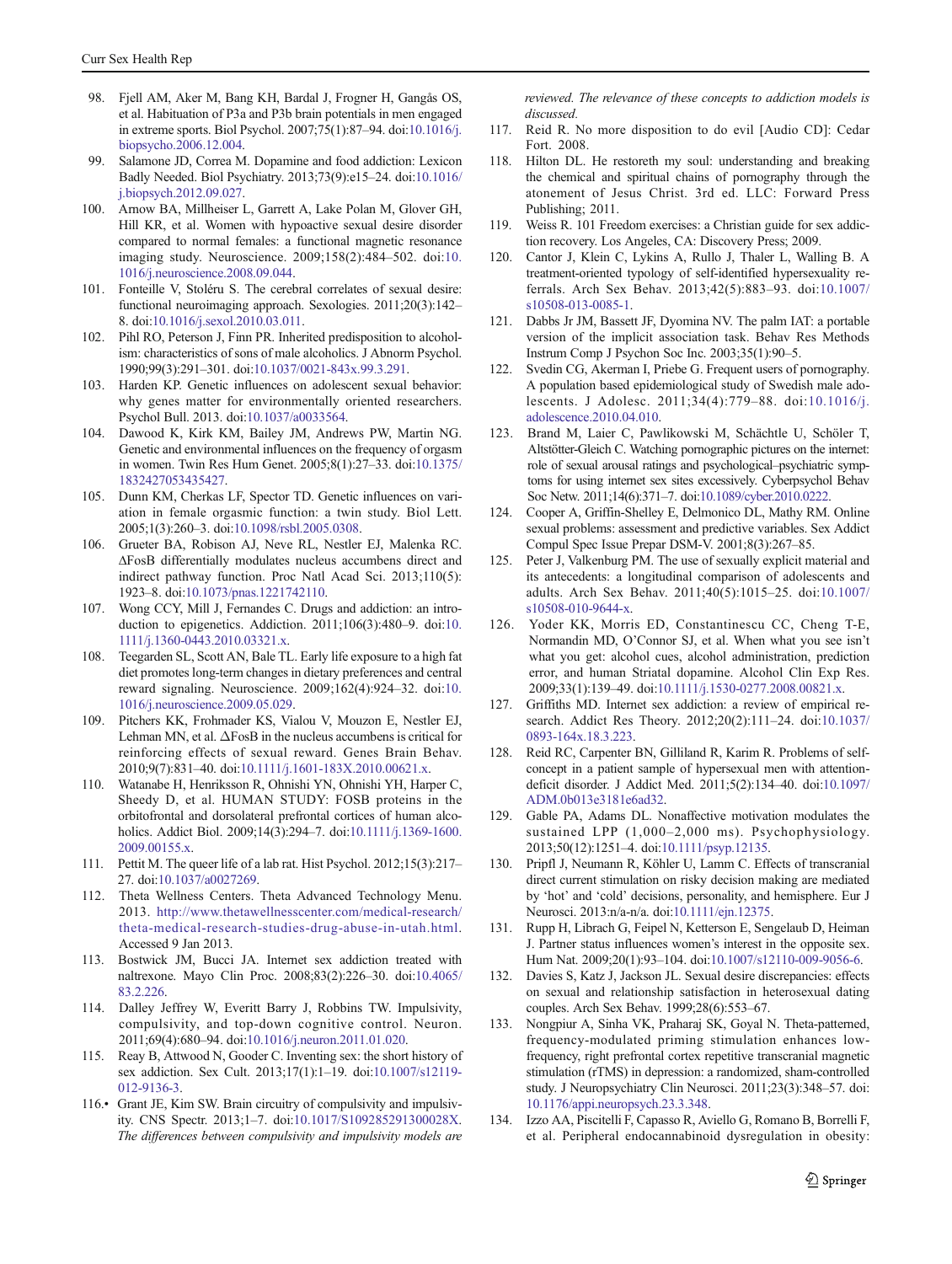98. Fjell AM, Aker M, Bang KH, Bardal J, Frogner H, Gangås OS, et al. Habituation of P3a and P3b brain potentials in men engaged in extreme sports. Biol Psychol. 2007;75(1):87–94. doi:10.1016/j.biopsycho.2006.12.004.
99. Salamone JD, Correa M. Dopamine and food addiction: Lexicon Badly Needed. Biol Psychiatry. 2013;73(9):e15–24. doi:10.1016/j.biopsych.2012.09.027.
100. Arnow BA, Millheiser L, Garrett A, Lake Polan M, Glover GH, Hill KR, et al. Women with hypoactive sexual desire disorder compared to normal females: a functional magnetic resonance imaging study. Neuroscience. 2009;158(2):484–502. doi:10.1016/j.neuroscience.2008.09.044.
101. Fonteille V, Stoléru S. The cerebral correlates of sexual desire: functional neuroimaging approach. Sexologies. 2011;20(3):142–8. doi:10.1016/j.sexol.2010.03.011.
102. Pihl RO, Peterson J, Finn PR. Inherited predisposition to alcoholism: characteristics of sons of male alcoholics. J Abnorm Psychol. 1990;99(3):291–301. doi:10.1037/0021-843x.99.3.291.
103. Harden KP. Genetic influences on adolescent sexual behavior: why genes matter for environmentally oriented researchers. Psychol Bull. 2013. doi:10.1037/a0033564.
104. Dawood K, Kirk KM, Bailey JM, Andrews PW, Martin NG. Genetic and environmental influences on the frequency of orgasm in women. Twin Res Hum Genet. 2005;8(1):27–33. doi:10.1375/1832427053435427.
105. Dunn KM, Cherkas LF, Spector TD. Genetic influences on variation in female orgasmic function: a twin study. Biol Lett. 2005;1(3):260–3. doi:10.1098/rsbl.2005.0308.
106. Grueter BA, Robison AJ, Neve RL, Nestler EJ, Malenka RC. ΔFosB differentially modulates nucleus accumbens direct and indirect pathway function. Proc Natl Acad Sci. 2013;110(5):1923–8. doi:10.1073/pnas.1221742110.
107. Wong CCY, Mill J, Fernandes C. Drugs and addiction: an introduction to epigenetics. Addiction. 2011;106(3):480–9. doi:10.1111/j.1360-0443.2010.03321.x.
108. Teegarden SL, Scott AN, Bale TL. Early life exposure to a high fat diet promotes long-term changes in dietary preferences and central reward signaling. Neuroscience. 2009;162(4):924–32. doi:10.1016/j.neuroscience.2009.05.029.
109. Pitchers KK, Frohmader KS, Vialou V, Mouzon E, Nestler EJ, Lehman MN, et al. ΔFosB in the nucleus accumbens is critical for reinforcing effects of sexual reward. Genes Brain Behav. 2010;9(7):831–40. doi:10.1111/j.1601-183X.2010.00621.x.
110. Watanabe H, Henriksson R, Ohnishi YN, Ohnishi YH, Harper C, Sheedy D, et al. HUMAN STUDY: FOSB proteins in the orbitofrontal and dorsolateral prefrontal cortices of human alcoholics. Addict Biol. 2009;14(3):294–7. doi:10.1111/j.1369-1600.2009.00155.x.
111. Pettit M. The queer life of a lab rat. Hist Psychol. 2012;15(3):217–27. doi:10.1037/a0027269.
112. Theta Wellness Centers. Theta Advanced Technology Menu. 2013. http://www.thetawellnesscenter.com/medical-research/theta-medical-research-studies-drug-abuse-in-utah.html. Accessed 9 Jan 2013.
113. Bostwick JM, Bucci JA. Internet sex addiction treated with naltrexone. Mayo Clin Proc. 2008;83(2):226–30. doi:10.4065/83.2.226.
114. Dalley Jeffrey W, Everitt Barry J, Robbins TW. Impulsivity, compulsivity, and top-down cognitive control. Neuron. 2011;69(4):680–94. doi:10.1016/j.neuron.2011.01.020.
115. Reay B, Attwood N, Gooder C. Inventing sex: the short history of sex addiction. Sex Cult. 2013;17(1):1–19. doi:10.1007/s12119-012-9136-3.
116.• Grant JE, Kim SW. Brain circuitry of compulsivity and impulsivity. CNS Spectr. 2013;1–7. doi:10.1017/S109285291300028X. *The differences between compulsivity and impulsivity models are reviewed. The relevance of these concepts to addiction models is discussed.*
117. Reid R. No more disposition to do evil [Audio CD]: Cedar Fort. 2008.
118. Hilton DL. He restoreth my soul: understanding and breaking the chemical and spiritual chains of pornography through the atonement of Jesus Christ. 3rd ed. LLC: Forward Press Publishing; 2011.
119. Weiss R. 101 Freedom exercises: a Christian guide for sex addiction recovery. Los Angeles, CA: Discovery Press; 2009.
120. Cantor J, Klein C, Lykins A, Rullo J, Thaler L, Walling B. A treatment-oriented typology of self-identified hypersexuality referrals. Arch Sex Behav. 2013;42(5):883–93. doi:10.1007/s10508-013-0085-1.
121. Dabbs Jr JM, Bassett JF, Dyomina NV. The palm IAT: a portable version of the implicit association task. Behav Res Methods Instrum Comp J Psychon Soc Inc. 2003;35(1):90–5.
122. Svedin CG, Akerman I, Priebe G. Frequent users of pornography. A population based epidemiological study of Swedish male adolescents. J Adolesc. 2011;34(4):779–88. doi:10.1016/j.adolescence.2010.04.010.
123. Brand M, Laier C, Pawlikowski M, Schächtle U, Schöler T, Altstötter-Gleich C. Watching pornographic pictures on the internet: role of sexual arousal ratings and psychological–psychiatric symptoms for using internet sex sites excessively. Cyberpsychol Behav Soc Netw. 2011;14(6):371–7. doi:10.1089/cyber.2010.0222.
124. Cooper A, Griffin-Shelley E, Delmonico DL, Mathy RM. Online sexual problems: assessment and predictive variables. Sex Addict Compul Spec Issue Prepar DSM-V. 2001;8(3):267–85.
125. Peter J, Valkenburg PM. The use of sexually explicit material and its antecedents: a longitudinal comparison of adolescents and adults. Arch Sex Behav. 2011;40(5):1015–25. doi:10.1007/s10508-010-9644-x.
126. Yoder KK, Morris ED, Constantinescu CC, Cheng T-E, Normandin MD, O'Connor SJ, et al. When what you see isn't what you get: alcohol cues, alcohol administration, prediction error, and human Striatal dopamine. Alcohol Clin Exp Res. 2009;33(1):139–49. doi:10.1111/j.1530-0277.2008.00821.x.
127. Griffiths MD. Internet sex addiction: a review of empirical research. Addict Res Theory. 2012;20(2):111–24. doi:10.1037/0893-164x.18.3.223.
128. Reid RC, Carpenter BN, Gilliland R, Karim R. Problems of self-concept in a patient sample of hypersexual men with attention-deficit disorder. J Addict Med. 2011;5(2):134–40. doi:10.1097/ADM.0b013e3181e6ad32.
129. Gable PA, Adams DL. Nonaffective motivation modulates the sustained LPP (1,000–2,000 ms). Psychophysiology. 2013;50(12):1251–4. doi:10.1111/psyp.12135.
130. Pripfl J, Neumann R, Köhler U, Lamm C. Effects of transcranial direct current stimulation on risky decision making are mediated by 'hot' and 'cold' decisions, personality, and hemisphere. Eur J Neurosci. 2013:n/a-n/a. doi:10.1111/ejn.12375.
131. Rupp H, Librach G, Feipel N, Ketterson E, Sengelaub D, Heiman J. Partner status influences women's interest in the opposite sex. Hum Nat. 2009;20(1):93–104. doi:10.1007/s12110-009-9056-6.
132. Davies S, Katz J, Jackson JL. Sexual desire discrepancies: effects on sexual and relationship satisfaction in heterosexual dating couples. Arch Sex Behav. 1999;28(6):553–67.
133. Nongpiur A, Sinha VK, Praharaj SK, Goyal N. Theta-patterned, frequency-modulated priming stimulation enhances low-frequency, right prefrontal cortex repetitive transcranial magnetic stimulation (rTMS) in depression: a randomized, sham-controlled study. J Neuropsychiatry Clin Neurosci. 2011;23(3):348–57. doi:10.1176/appi.neuropsych.23.3.348.
134. Izzo AA, Piscitelli F, Capasso R, Aviello G, Romano B, Borrelli F, et al. Peripheral endocannabinoid dysregulation in obesity: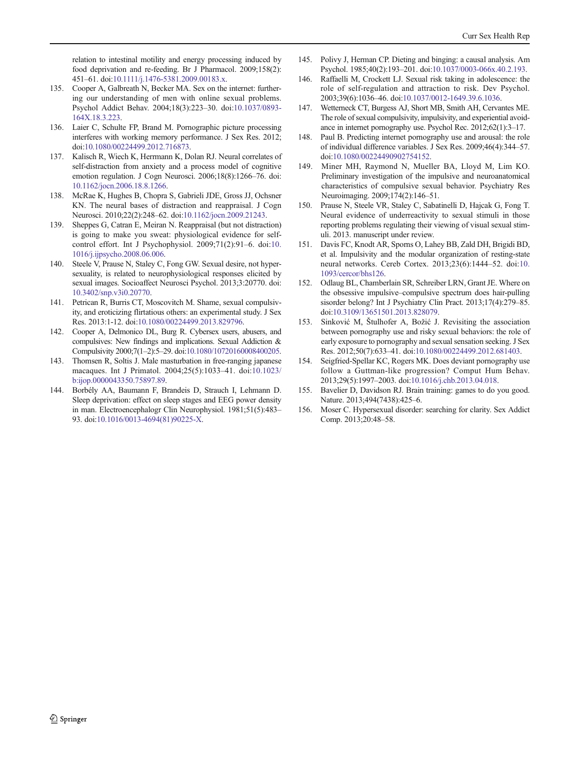relation to intestinal motility and energy processing induced by food deprivation and re-feeding. Br J Pharmacol. 2009;158(2): 451–61. doi:10.1111/j.1476-5381.2009.00183.x.

135. Cooper A, Galbreath N, Becker MA. Sex on the internet: furthering our understanding of men with online sexual problems. Psychol Addict Behav. 2004;18(3):223–30. doi:10.1037/0893-164X.18.3.223.
136. Laier C, Schulte FP, Brand M. Pornographic picture processing interferes with working memory performance. J Sex Res. 2012; doi:10.1080/00224499.2012.716873.
137. Kalisch R, Wiech K, Herrmann K, Dolan RJ. Neural correlates of self-distraction from anxiety and a process model of cognitive emotion regulation. J Cogn Neurosci. 2006;18(8):1266–76. doi: 10.1162/jocn.2006.18.8.1266.
138. McRae K, Hughes B, Chopra S, Gabrieli JDE, Gross JJ, Ochsner KN. The neural bases of distraction and reappraisal. J Cogn Neurosci. 2010;22(2):248–62. doi:10.1162/jocn.2009.21243.
139. Sheppes G, Catran E, Meiran N. Reappraisal (but not distraction) is going to make you sweat: physiological evidence for self-control effort. Int J Psychophysiol. 2009;71(2):91–6. doi:10.1016/j.ijpsycho.2008.06.006.
140. Steele V, Prause N, Staley C, Fong GW. Sexual desire, not hypersexuality, is related to neurophysiological responses elicited by sexual images. Socioaffect Neurosci Psychol. 2013;3:20770. doi: 10.3402/snp.v3i0.20770.
141. Petrican R, Burris CT, Moscovitch M. Shame, sexual compulsivity, and eroticizing flirtatious others: an experimental study. J Sex Res. 2013:1-12. doi:10.1080/00224499.2013.829796.
142. Cooper A, Delmonico DL, Burg R. Cybersex users, abusers, and compulsives: New findings and implications. Sexual Addiction & Compulsivity 2000;7(1–2):5–29. doi:10.1080/10720160008400205.
143. Thomsen R, Soltis J. Male masturbation in free-ranging japanese macaques. Int J Primatol. 2004;25(5):1033–41. doi:10.1023/b:ijop.0000043350.75897.89.
144. Borbély AA, Baumann F, Brandeis D, Strauch I, Lehmann D. Sleep deprivation: effect on sleep stages and EEG power density in man. Electroencephalogr Clin Neurophysiol. 1981;51(5):483–93. doi:10.1016/0013-4694(81)90225-X.
145. Polivy J, Herman CP. Dieting and binging: a causal analysis. Am Psychol. 1985;40(2):193–201. doi:10.1037/0003-066x.40.2.193.
146. Raffaelli M, Crockett LJ. Sexual risk taking in adolescence: the role of self-regulation and attraction to risk. Dev Psychol. 2003;39(6):1036–46. doi:10.1037/0012-1649.39.6.1036.
147. Wetterneck CT, Burgess AJ, Short MB, Smith AH, Cervantes ME. The role of sexual compulsivity, impulsivity, and experiential avoidance in internet pornography use. Psychol Rec. 2012;62(1):3–17.
148. Paul B. Predicting internet pornography use and arousal: the role of individual difference variables. J Sex Res. 2009;46(4):344–57. doi:10.1080/00224490902754152.
149. Miner MH, Raymond N, Mueller BA, Lloyd M, Lim KO. Preliminary investigation of the impulsive and neuroanatomical characteristics of compulsive sexual behavior. Psychiatry Res Neuroimaging. 2009;174(2):146–51.
150. Prause N, Steele VR, Staley C, Sabatinelli D, Hajcak G, Fong T. Neural evidence of underreactivity to sexual stimuli in those reporting problems regulating their viewing of visual sexual stimuli. 2013. manuscript under review.
151. Davis FC, Knodt AR, Sporns O, Lahey BB, Zald DH, Brigidi BD, et al. Impulsivity and the modular organization of resting-state neural networks. Cereb Cortex. 2013;23(6):1444–52. doi:10.1093/cercor/bhs126.
152. Odlaug BL, Chamberlain SR, Schreiber LRN, Grant JE. Where on the obsessive impulsive–compulsive spectrum does hair-pulling sisorder belong? Int J Psychiatry Clin Pract. 2013;17(4):279–85. doi:10.3109/13651501.2013.828079.
153. Sinković M, Štulhofer A, Božić J. Revisiting the association between pornography use and risky sexual behaviors: the role of early exposure to pornography and sexual sensation seeking. J Sex Res. 2012;50(7):633–41. doi:10.1080/00224499.2012.681403.
154. Seigfried-Spellar KC, Rogers MK. Does deviant pornography use follow a Guttman-like progression? Comput Hum Behav. 2013;29(5):1997–2003. doi:10.1016/j.chb.2013.04.018.
155. Bavelier D, Davidson RJ. Brain training: games to do you good. Nature. 2013;494(7438):425–6.
156. Moser C. Hypersexual disorder: searching for clarity. Sex Addict Comp. 2013;20:48–58.